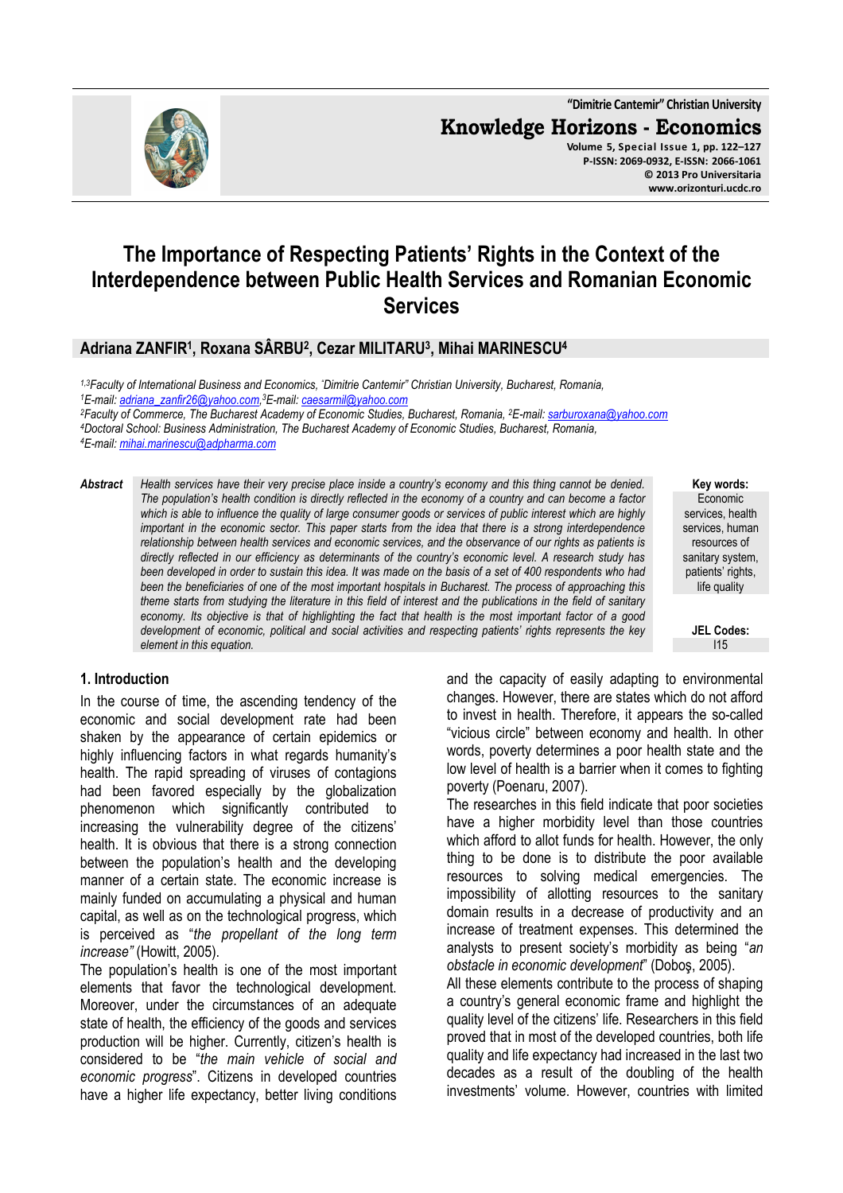# The Importance of Respecting Patients' Rights in the Context of the Interdependence between Public Health Services and Romanian Economic Services

**Adriana ZANFIR[1], Roxana SÂRBU[2], Cezar MILITARU[3], Mihai MARINESCU[4]**

[1,3]Faculty of International Business and Economics, 'Dimitrie Cantemir" Christian University, Bucharest, Romania,
[1]E-mail: adriana_zanfir26@yahoo.com, [3]E-mail: caesarmil@yahoo.com
[2]Faculty of Commerce, The Bucharest Academy of Economic Studies, Bucharest, Romania, [2]E-mail: sarburoxana@yahoo.com
[4]Doctoral School: Business Administration, The Bucharest Academy of Economic Studies, Bucharest, Romania,
[4]E-mail: mihai.marinescu@adpharma.com

**Abstract** *Health services have their very precise place inside a country's economy and this thing cannot be denied. The population's health condition is directly reflected in the economy of a country and can become a factor which is able to influence the quality of large consumer goods or services of public interest which are highly important in the economic sector. This paper starts from the idea that there is a strong interdependence relationship between health services and economic services, and the observance of our rights as patients is directly reflected in our efficiency as determinants of the country's economic level. A research study has been developed in order to sustain this idea. It was made on the basis of a set of 400 respondents who had been the beneficiaries of one of the most important hospitals in Bucharest. The process of approaching this theme starts from studying the literature in this field of interest and the publications in the field of sanitary economy. Its objective is that of highlighting the fact that health is the most important factor of a good development of economic, political and social activities and respecting patients' rights represents the key element in this equation.*

**Key words:** Economic services, health services, human resources of sanitary system, patients' rights, life quality

**JEL Codes:** I15

## 1. Introduction

In the course of time, the ascending tendency of the economic and social development rate had been shaken by the appearance of certain epidemics or highly influencing factors in what regards humanity's health. The rapid spreading of viruses of contagions had been favored especially by the globalization phenomenon which significantly contributed to increasing the vulnerability degree of the citizens' health. It is obvious that there is a strong connection between the population's health and the developing manner of a certain state. The economic increase is mainly funded on accumulating a physical and human capital, as well as on the technological progress, which is perceived as "*the propellant of the long term increase*" (Howitt, 2005).

The population's health is one of the most important elements that favor the technological development. Moreover, under the circumstances of an adequate state of health, the efficiency of the goods and services production will be higher. Currently, citizen's health is considered to be "*the main vehicle of social and economic progress*". Citizens in developed countries have a higher life expectancy, better living conditions and the capacity of easily adapting to environmental changes. However, there are states which do not afford to invest in health. Therefore, it appears the so-called "vicious circle" between economy and health. In other words, poverty determines a poor health state and the low level of health is a barrier when it comes to fighting poverty (Poenaru, 2007).

The researches in this field indicate that poor societies have a higher morbidity level than those countries which afford to allot funds for health. However, the only thing to be done is to distribute the poor available resources to solving medical emergencies. The impossibility of allotting resources to the sanitary domain results in a decrease of productivity and an increase of treatment expenses. This determined the analysts to present society's morbidity as being "*an obstacle in economic development*" (Doboş, 2005).

All these elements contribute to the process of shaping a country's general economic frame and highlight the quality level of the citizens' life. Researchers in this field proved that in most of the developed countries, both life quality and life expectancy had increased in the last two decades as a result of the doubling of the health investments' volume. However, countries with limited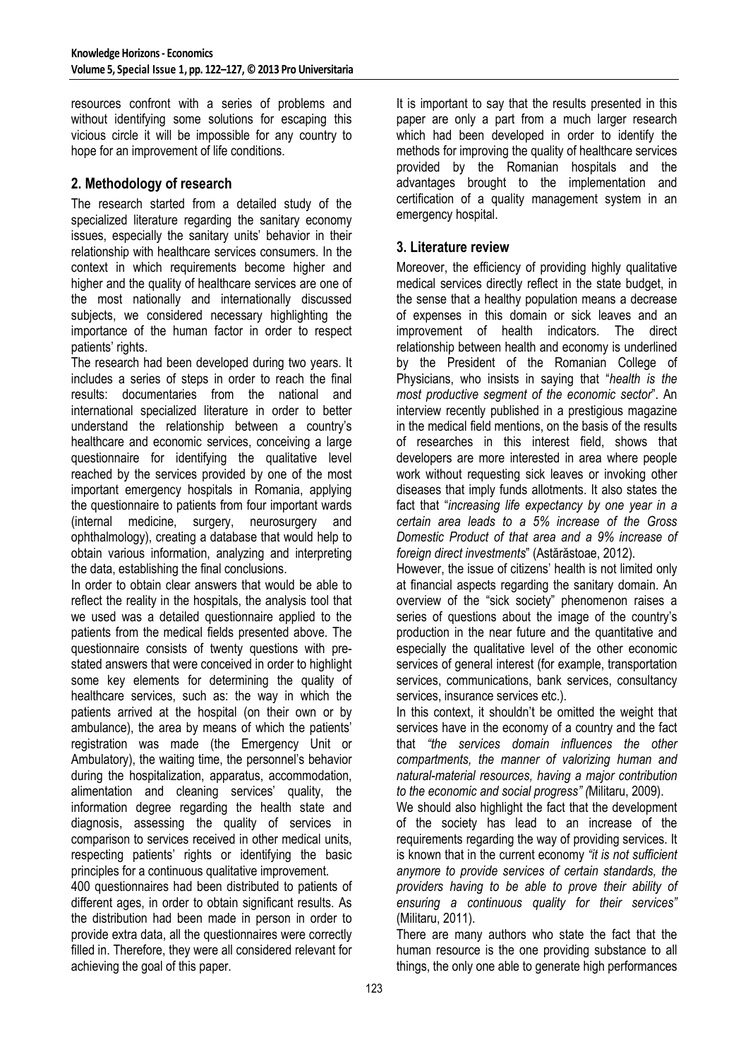resources confront with a series of problems and without identifying some solutions for escaping this vicious circle it will be impossible for any country to hope for an improvement of life conditions.

## 2. Methodology of research

The research started from a detailed study of the specialized literature regarding the sanitary economy issues, especially the sanitary units' behavior in their relationship with healthcare services consumers. In the context in which requirements become higher and higher and the quality of healthcare services are one of the most nationally and internationally discussed subjects, we considered necessary highlighting the importance of the human factor in order to respect patients' rights.

The research had been developed during two years. It includes a series of steps in order to reach the final results: documentaries from the national and international specialized literature in order to better understand the relationship between a country's healthcare and economic services, conceiving a large questionnaire for identifying the qualitative level reached by the services provided by one of the most important emergency hospitals in Romania, applying the questionnaire to patients from four important wards (internal medicine, surgery, neurosurgery and ophthalmology), creating a database that would help to obtain various information, analyzing and interpreting the data, establishing the final conclusions.

In order to obtain clear answers that would be able to reflect the reality in the hospitals, the analysis tool that we used was a detailed questionnaire applied to the patients from the medical fields presented above. The questionnaire consists of twenty questions with pre-stated answers that were conceived in order to highlight some key elements for determining the quality of healthcare services, such as: the way in which the patients arrived at the hospital (on their own or by ambulance), the area by means of which the patients' registration was made (the Emergency Unit or Ambulatory), the waiting time, the personnel's behavior during the hospitalization, apparatus, accommodation, alimentation and cleaning services' quality, the information degree regarding the health state and diagnosis, assessing the quality of services in comparison to services received in other medical units, respecting patients' rights or identifying the basic principles for a continuous qualitative improvement.

400 questionnaires had been distributed to patients of different ages, in order to obtain significant results. As the distribution had been made in person in order to provide extra data, all the questionnaires were correctly filled in. Therefore, they were all considered relevant for achieving the goal of this paper.

It is important to say that the results presented in this paper are only a part from a much larger research which had been developed in order to identify the methods for improving the quality of healthcare services provided by the Romanian hospitals and the advantages brought to the implementation and certification of a quality management system in an emergency hospital.

## 3. Literature review

Moreover, the efficiency of providing highly qualitative medical services directly reflect in the state budget, in the sense that a healthy population means a decrease of expenses in this domain or sick leaves and an improvement of health indicators. The direct relationship between health and economy is underlined by the President of the Romanian College of Physicians, who insists in saying that "*health is the most productive segment of the economic sector*". An interview recently published in a prestigious magazine in the medical field mentions, on the basis of the results of researches in this interest field, shows that developers are more interested in area where people work without requesting sick leaves or invoking other diseases that imply funds allotments. It also states the fact that "*increasing life expectancy by one year in a certain area leads to a 5% increase of the Gross Domestic Product of that area and a 9% increase of foreign direct investments*" (Astărăstoae, 2012).

However, the issue of citizens' health is not limited only at financial aspects regarding the sanitary domain. An overview of the "sick society" phenomenon raises a series of questions about the image of the country's production in the near future and the quantitative and especially the qualitative level of the other economic services of general interest (for example, transportation services, communications, bank services, consultancy services, insurance services etc.).

In this context, it shouldn't be omitted the weight that services have in the economy of a country and the fact that *"the services domain influences the other compartments, the manner of valorizing human and natural-material resources, having a major contribution to the economic and social progress" (*Militaru, 2009).

We should also highlight the fact that the development of the society has lead to an increase of the requirements regarding the way of providing services. It is known that in the current economy *"it is not sufficient anymore to provide services of certain standards, the providers having to be able to prove their ability of ensuring a continuous quality for their services"* (Militaru, 2011).

There are many authors who state the fact that the human resource is the one providing substance to all things, the only one able to generate high performances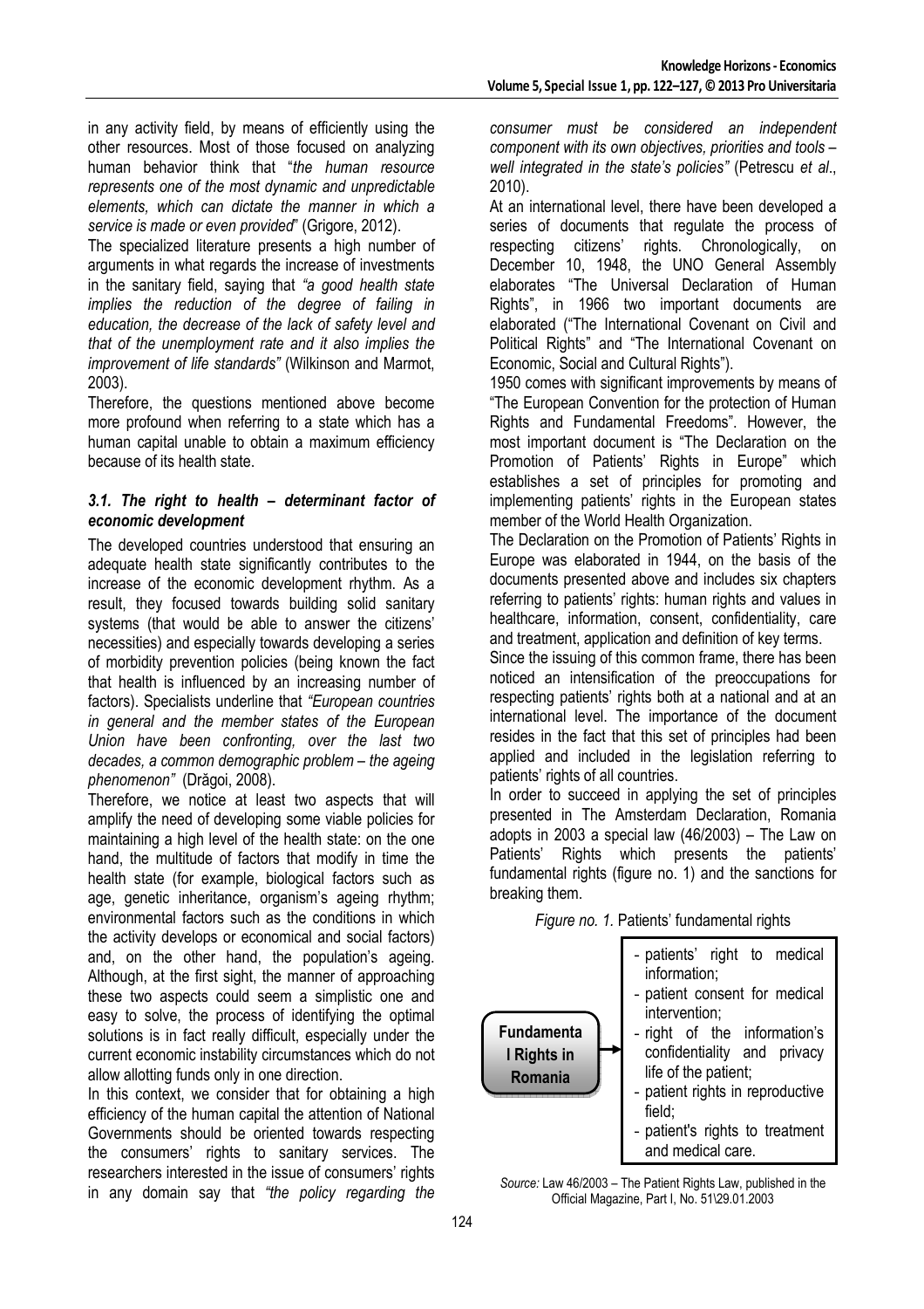in any activity field, by means of efficiently using the other resources. Most of those focused on analyzing human behavior think that "*the human resource represents one of the most dynamic and unpredictable elements, which can dictate the manner in which a service is made or even provided*" (Grigore, 2012).

The specialized literature presents a high number of arguments in what regards the increase of investments in the sanitary field, saying that *"a good health state implies the reduction of the degree of failing in education, the decrease of the lack of safety level and that of the unemployment rate and it also implies the improvement of life standards"* (Wilkinson and Marmot, 2003).

Therefore, the questions mentioned above become more profound when referring to a state which has a human capital unable to obtain a maximum efficiency because of its health state.

### *3.1. The right to health – determinant factor of economic development*

The developed countries understood that ensuring an adequate health state significantly contributes to the increase of the economic development rhythm. As a result, they focused towards building solid sanitary systems (that would be able to answer the citizens' necessities) and especially towards developing a series of morbidity prevention policies (being known the fact that health is influenced by an increasing number of factors). Specialists underline that *"European countries in general and the member states of the European Union have been confronting, over the last two decades, a common demographic problem – the ageing phenomenon"* (Drăgoi, 2008).

Therefore, we notice at least two aspects that will amplify the need of developing some viable policies for maintaining a high level of the health state: on the one hand, the multitude of factors that modify in time the health state (for example, biological factors such as age, genetic inheritance, organism's ageing rhythm; environmental factors such as the conditions in which the activity develops or economical and social factors) and, on the other hand, the population's ageing. Although, at the first sight, the manner of approaching these two aspects could seem a simplistic one and easy to solve, the process of identifying the optimal solutions is in fact really difficult, especially under the current economic instability circumstances which do not allow allotting funds only in one direction.

In this context, we consider that for obtaining a high efficiency of the human capital the attention of National Governments should be oriented towards respecting the consumers' rights to sanitary services. The researchers interested in the issue of consumers' rights in any domain say that *"the policy regarding the consumer must be considered an independent component with its own objectives, priorities and tools – well integrated in the state's policies"* (Petrescu *et al*., 2010).

At an international level, there have been developed a series of documents that regulate the process of respecting citizens' rights. Chronologically, on December 10, 1948, the UNO General Assembly elaborates "The Universal Declaration of Human Rights", in 1966 two important documents are elaborated ("The International Covenant on Civil and Political Rights" and "The International Covenant on Economic, Social and Cultural Rights").

1950 comes with significant improvements by means of "The European Convention for the protection of Human Rights and Fundamental Freedoms". However, the most important document is "The Declaration on the Promotion of Patients' Rights in Europe" which establishes a set of principles for promoting and implementing patients' rights in the European states member of the World Health Organization.

The Declaration on the Promotion of Patients' Rights in Europe was elaborated in 1944, on the basis of the documents presented above and includes six chapters referring to patients' rights: human rights and values in healthcare, information, consent, confidentiality, care and treatment, application and definition of key terms.

Since the issuing of this common frame, there has been noticed an intensification of the preoccupations for respecting patients' rights both at a national and at an international level. The importance of the document resides in the fact that this set of principles had been applied and included in the legislation referring to patients' rights of all countries.

In order to succeed in applying the set of principles presented in The Amsterdam Declaration, Romania adopts in 2003 a special law (46/2003) – The Law on Patients' Rights which presents the patients' fundamental rights (figure no. 1) and the sanctions for breaking them.

*Figure no. 1.* Patients' fundamental rights

**Fundamental Rights in Romania** →

- patients' right to medical information;
- patient consent for medical intervention;
- right of the information's confidentiality and privacy life of the patient;
- patient rights in reproductive field;
- patient's rights to treatment and medical care.

*Source:* Law 46/2003 – The Patient Rights Law, published in the Official Magazine, Part I, No. 51\29.01.2003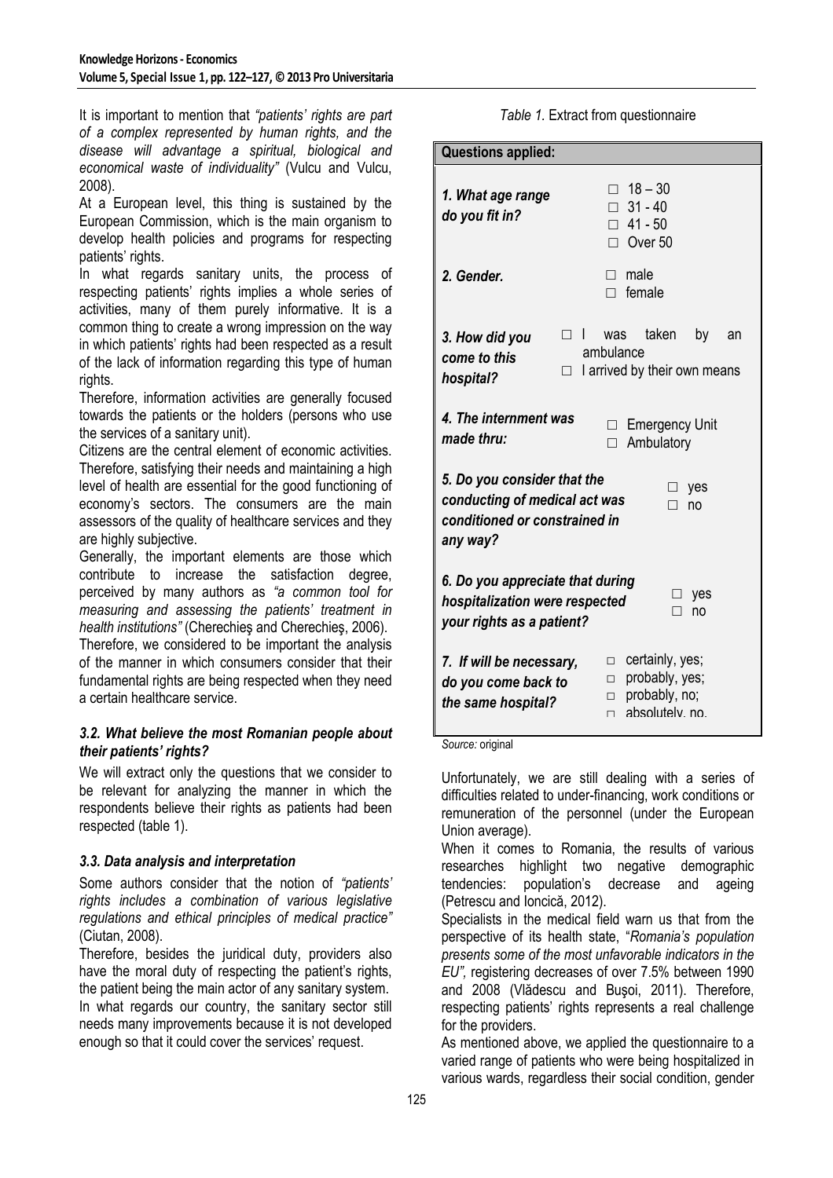It is important to mention that *"patients' rights are part of a complex represented by human rights, and the disease will advantage a spiritual, biological and economical waste of individuality"* (Vulcu and Vulcu, 2008).

At a European level, this thing is sustained by the European Commission, which is the main organism to develop health policies and programs for respecting patients' rights.

In what regards sanitary units, the process of respecting patients' rights implies a whole series of activities, many of them purely informative. It is a common thing to create a wrong impression on the way in which patients' rights had been respected as a result of the lack of information regarding this type of human rights.

Therefore, information activities are generally focused towards the patients or the holders (persons who use the services of a sanitary unit).

Citizens are the central element of economic activities. Therefore, satisfying their needs and maintaining a high level of health are essential for the good functioning of economy's sectors. The consumers are the main assessors of the quality of healthcare services and they are highly subjective.

Generally, the important elements are those which contribute to increase the satisfaction degree, perceived by many authors as *"a common tool for measuring and assessing the patients' treatment in health institutions"* (Cherechieş and Cherechieş, 2006).

Therefore, we considered to be important the analysis of the manner in which consumers consider that their fundamental rights are being respected when they need a certain healthcare service.

### *3.2. What believe the most Romanian people about their patients' rights?*

We will extract only the questions that we consider to be relevant for analyzing the manner in which the respondents believe their rights as patients had been respected (table 1).

### *3.3. Data analysis and interpretation*

Some authors consider that the notion of *"patients' rights includes a combination of various legislative regulations and ethical principles of medical practice"* (Ciutan, 2008).

Therefore, besides the juridical duty, providers also have the moral duty of respecting the patient's rights, the patient being the main actor of any sanitary system.

In what regards our country, the sanitary sector still needs many improvements because it is not developed enough so that it could cover the services' request.

*Table 1.* Extract from questionnaire

| Questions applied: | |
|---|---|
| ***1. What age range do you fit in?*** | □ 18 – 30<br>□ 31 - 40<br>□ 41 - 50<br>□ Over 50 |
| ***2. Gender.*** | □ male<br>□ female |
| ***3. How did you come to this hospital?*** | □ I was taken by an ambulance<br>□ I arrived by their own means |
| ***4. The internment was made thru:*** | □ Emergency Unit<br>□ Ambulatory |
| ***5. Do you consider that the conducting of medical act was conditioned or constrained in any way?*** | □ yes<br>□ no |
| ***6. Do you appreciate that during hospitalization were respected your rights as a patient?*** | □ yes<br>□ no |
| ***7. If will be necessary, do you come back to the same hospital?*** | □ certainly, yes;<br>□ probably, yes;<br>□ probably, no;<br>□ absolutely, no. |

*Source:* original

Unfortunately, we are still dealing with a series of difficulties related to under-financing, work conditions or remuneration of the personnel (under the European Union average).

When it comes to Romania, the results of various researches highlight two negative demographic tendencies: population's decrease and ageing (Petrescu and Ioncică, 2012).

Specialists in the medical field warn us that from the perspective of its health state, "*Romania's population presents some of the most unfavorable indicators in the EU",* registering decreases of over 7.5% between 1990 and 2008 (Vlădescu and Buşoi, 2011). Therefore, respecting patients' rights represents a real challenge for the providers.

As mentioned above, we applied the questionnaire to a varied range of patients who were being hospitalized in various wards, regardless their social condition, gender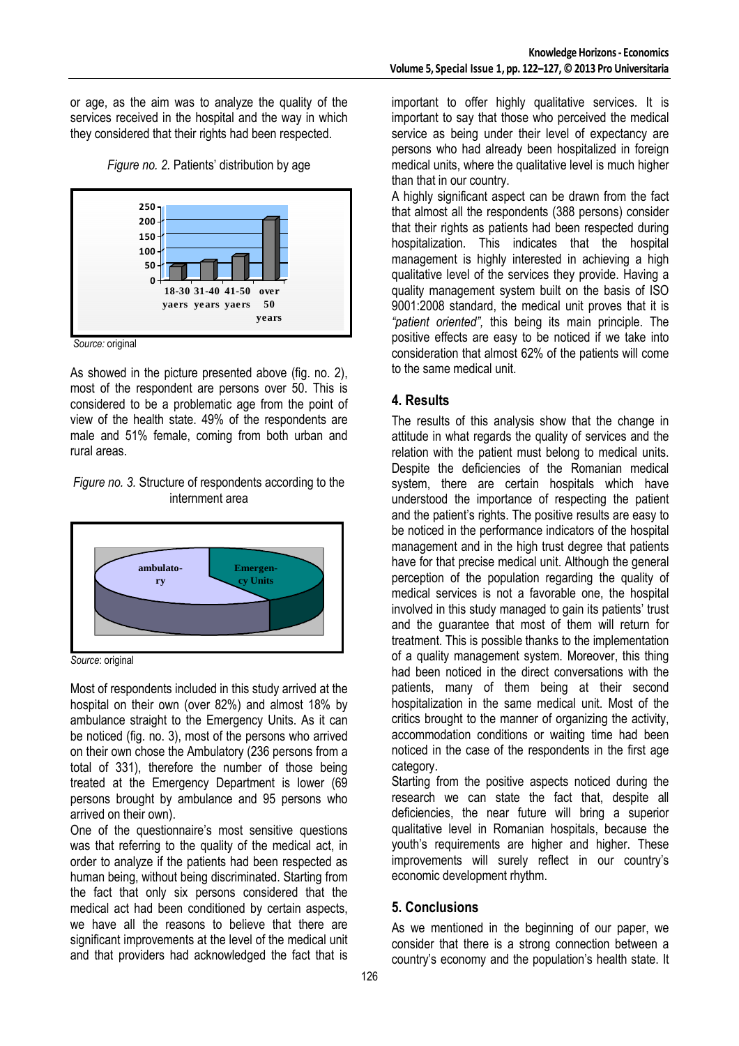or age, as the aim was to analyze the quality of the services received in the hospital and the way in which they considered that their rights had been respected.

*Figure no. 2.* Patients' distribution by age

*Source:* original

As showed in the picture presented above (fig. no. 2), most of the respondent are persons over 50. This is considered to be a problematic age from the point of view of the health state. 49% of the respondents are male and 51% female, coming from both urban and rural areas.

*Figure no. 3.* Structure of respondents according to the internment area

*Source*: original

Most of respondents included in this study arrived at the hospital on their own (over 82%) and almost 18% by ambulance straight to the Emergency Units. As it can be noticed (fig. no. 3), most of the persons who arrived on their own chose the Ambulatory (236 persons from a total of 331), therefore the number of those being treated at the Emergency Department is lower (69 persons brought by ambulance and 95 persons who arrived on their own).

One of the questionnaire's most sensitive questions was that referring to the quality of the medical act, in order to analyze if the patients had been respected as human being, without being discriminated. Starting from the fact that only six persons considered that the medical act had been conditioned by certain aspects, we have all the reasons to believe that there are significant improvements at the level of the medical unit and that providers had acknowledged the fact that is important to offer highly qualitative services. It is important to say that those who perceived the medical service as being under their level of expectancy are persons who had already been hospitalized in foreign medical units, where the qualitative level is much higher than that in our country.

A highly significant aspect can be drawn from the fact that almost all the respondents (388 persons) consider that their rights as patients had been respected during hospitalization. This indicates that the hospital management is highly interested in achieving a high qualitative level of the services they provide. Having a quality management system built on the basis of ISO 9001:2008 standard, the medical unit proves that it is *"patient oriented",* this being its main principle. The positive effects are easy to be noticed if we take into consideration that almost 62% of the patients will come to the same medical unit.

## 4. Results

The results of this analysis show that the change in attitude in what regards the quality of services and the relation with the patient must belong to medical units. Despite the deficiencies of the Romanian medical system, there are certain hospitals which have understood the importance of respecting the patient and the patient's rights. The positive results are easy to be noticed in the performance indicators of the hospital management and in the high trust degree that patients have for that precise medical unit. Although the general perception of the population regarding the quality of medical services is not a favorable one, the hospital involved in this study managed to gain its patients' trust and the guarantee that most of them will return for treatment. This is possible thanks to the implementation of a quality management system. Moreover, this thing had been noticed in the direct conversations with the patients, many of them being at their second hospitalization in the same medical unit. Most of the critics brought to the manner of organizing the activity, accommodation conditions or waiting time had been noticed in the case of the respondents in the first age category.

Starting from the positive aspects noticed during the research we can state the fact that, despite all deficiencies, the near future will bring a superior qualitative level in Romanian hospitals, because the youth's requirements are higher and higher. These improvements will surely reflect in our country's economic development rhythm.

## 5. Conclusions

As we mentioned in the beginning of our paper, we consider that there is a strong connection between a country's economy and the population's health state. It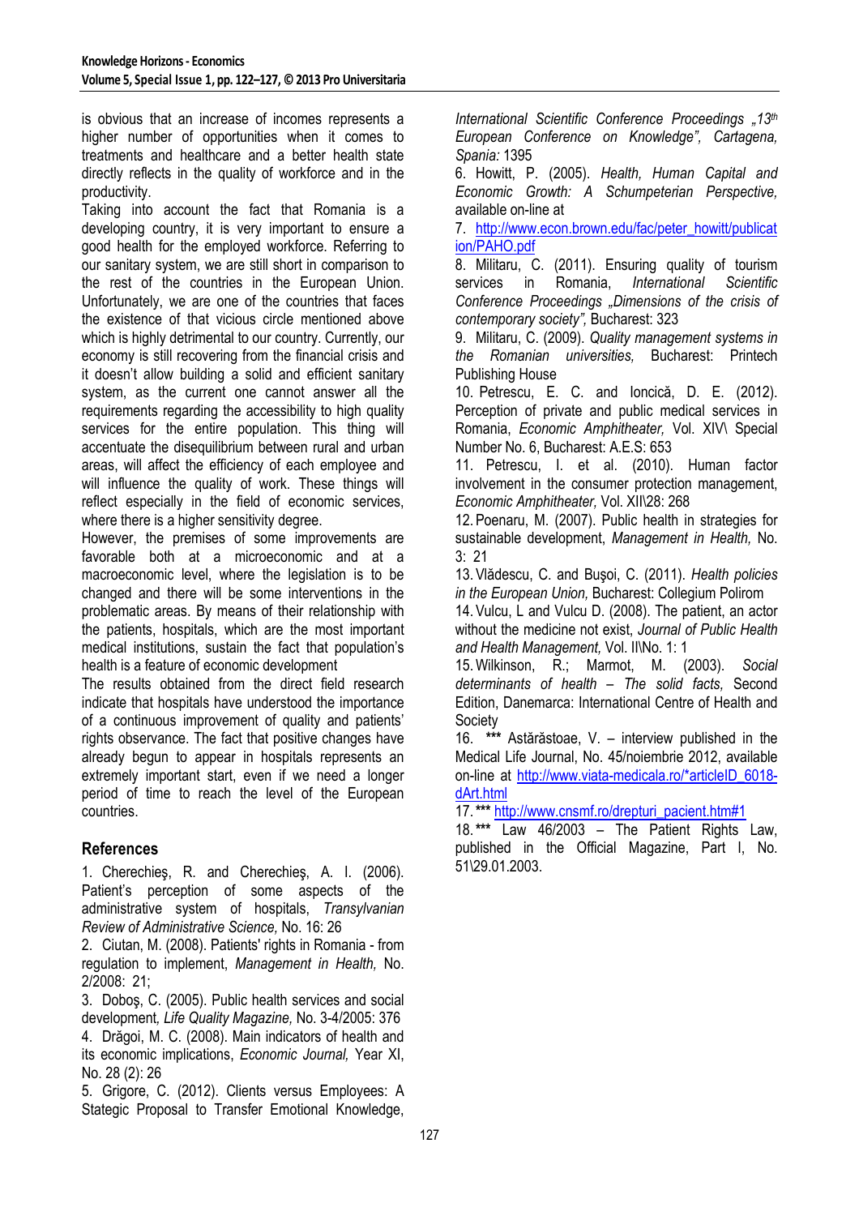is obvious that an increase of incomes represents a higher number of opportunities when it comes to treatments and healthcare and a better health state directly reflects in the quality of workforce and in the productivity.

Taking into account the fact that Romania is a developing country, it is very important to ensure a good health for the employed workforce. Referring to our sanitary system, we are still short in comparison to the rest of the countries in the European Union. Unfortunately, we are one of the countries that faces the existence of that vicious circle mentioned above which is highly detrimental to our country. Currently, our economy is still recovering from the financial crisis and it doesn't allow building a solid and efficient sanitary system, as the current one cannot answer all the requirements regarding the accessibility to high quality services for the entire population. This thing will accentuate the disequilibrium between rural and urban areas, will affect the efficiency of each employee and will influence the quality of work. These things will reflect especially in the field of economic services, where there is a higher sensitivity degree.

However, the premises of some improvements are favorable both at a microeconomic and at a macroeconomic level, where the legislation is to be changed and there will be some interventions in the problematic areas. By means of their relationship with the patients, hospitals, which are the most important medical institutions, sustain the fact that population's health is a feature of economic development

The results obtained from the direct field research indicate that hospitals have understood the importance of a continuous improvement of quality and patients' rights observance. The fact that positive changes have already begun to appear in hospitals represents an extremely important start, even if we need a longer period of time to reach the level of the European countries.

## References

1. Cherechieş, R. and Cherechieş, A. I. (2006). Patient's perception of some aspects of the administrative system of hospitals, *Transylvanian Review of Administrative Science,* No. 16: 26
2. Ciutan, M. (2008). Patients' rights in Romania - from regulation to implement, *Management in Health,* No. 2/2008: 21;
3. Doboş, C. (2005). Public health services and social development*, Life Quality Magazine,* No. 3-4/2005: 376
4. Drăgoi, M. C. (2008). Main indicators of health and its economic implications, *Economic Journal,* Year XI, No. 28 (2): 26
5. Grigore, C. (2012). Clients versus Employees: A Stategic Proposal to Transfer Emotional Knowledge, *International Scientific Conference Proceedings „13th European Conference on Knowledge", Cartagena, Spania:* 1395
6. Howitt, P. (2005). *Health, Human Capital and Economic Growth: A Schumpeterian Perspective,* available on-line at
7. http://www.econ.brown.edu/fac/peter_howitt/publication/PAHO.pdf
8. Militaru, C. (2011). Ensuring quality of tourism services in Romania, *International Scientific Conference Proceedings „Dimensions of the crisis of contemporary society",* Bucharest: 323
9. Militaru, C. (2009). *Quality management systems in the Romanian universities,* Bucharest: Printech Publishing House
10. Petrescu, E. C. and Ioncică, D. E. (2012). Perception of private and public medical services in Romania, *Economic Amphitheater,* Vol. XIV\ Special Number No. 6, Bucharest: A.E.S: 653
11. Petrescu, I. et al. (2010). Human factor involvement in the consumer protection management, *Economic Amphitheater,* Vol. XII\28: 268
12. Poenaru, M. (2007). Public health in strategies for sustainable development, *Management in Health,* No. 3: 21
13. Vlădescu, C. and Buşoi, C. (2011). *Health policies in the European Union,* Bucharest: Collegium Polirom
14. Vulcu, L and Vulcu D. (2008). The patient, an actor without the medicine not exist, *Journal of Public Health and Health Management,* Vol. II\No. 1: 1
15. Wilkinson, R.; Marmot, M. (2003). *Social determinants of health – The solid facts,* Second Edition, Danemarca: International Centre of Health and Society
16. \*\*\* Astărăstoae, V. – interview published in the Medical Life Journal, No. 45/noiembrie 2012, available on-line at http://www.viata-medicala.ro/*articleID_6018-dArt.html
17. \*\*\* http://www.cnsmf.ro/drepturi_pacient.htm#1
18. \*\*\* Law 46/2003 – The Patient Rights Law, published in the Official Magazine, Part I, No. 51\29.01.2003.